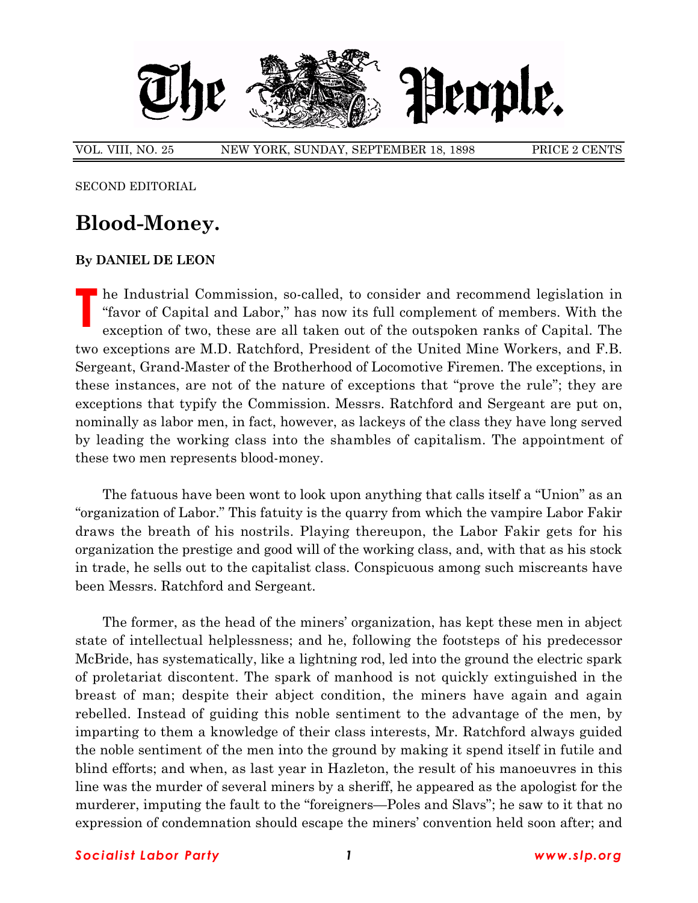# The People.

VOL. VIII, NO. 25 NEW YORK, SUNDAY, SEPTEMBER 18, 1898 PRICE 2 CENTS

SECOND EDITORIAL

## Blood-Money.

**By DANIEL DE LEON**

The Industrial Commission, so-called, to consider and recommend legislation in "favor of Capital and Labor," has now its full complement of members. With the exception of two, these are all taken out of the outspoken ranks of Capital. The two exceptions are M.D. Ratchford, President of the United Mine Workers, and F.B. Sergeant, Grand-Master of the Brotherhood of Locomotive Firemen. The exceptions, in these instances, are not of the nature of exceptions that "prove the rule"; they are exceptions that typify the Commission. Messrs. Ratchford and Sergeant are put on, nominally as labor men, in fact, however, as lackeys of the class they have long served by leading the working class into the shambles of capitalism. The appointment of these two men represents blood-money.

The fatuous have been wont to look upon anything that calls itself a "Union" as an "organization of Labor." This fatuity is the quarry from which the vampire Labor Fakir draws the breath of his nostrils. Playing thereupon, the Labor Fakir gets for his organization the prestige and good will of the working class, and, with that as his stock in trade, he sells out to the capitalist class. Conspicuous among such miscreants have been Messrs. Ratchford and Sergeant.

The former, as the head of the miners' organization, has kept these men in abject state of intellectual helplessness; and he, following the footsteps of his predecessor McBride, has systematically, like a lightning rod, led into the ground the electric spark of proletariat discontent. The spark of manhood is not quickly extinguished in the breast of man; despite their abject condition, the miners have again and again rebelled. Instead of guiding this noble sentiment to the advantage of the men, by imparting to them a knowledge of their class interests, Mr. Ratchford always guided the noble sentiment of the men into the ground by making it spend itself in futile and blind efforts; and when, as last year in Hazleton, the result of his manoeuvres in this line was the murder of several miners by a sheriff, he appeared as the apologist for the murderer, imputing the fault to the "foreigners—Poles and Slavs"; he saw to it that no expression of condemnation should escape the miners' convention held soon after; and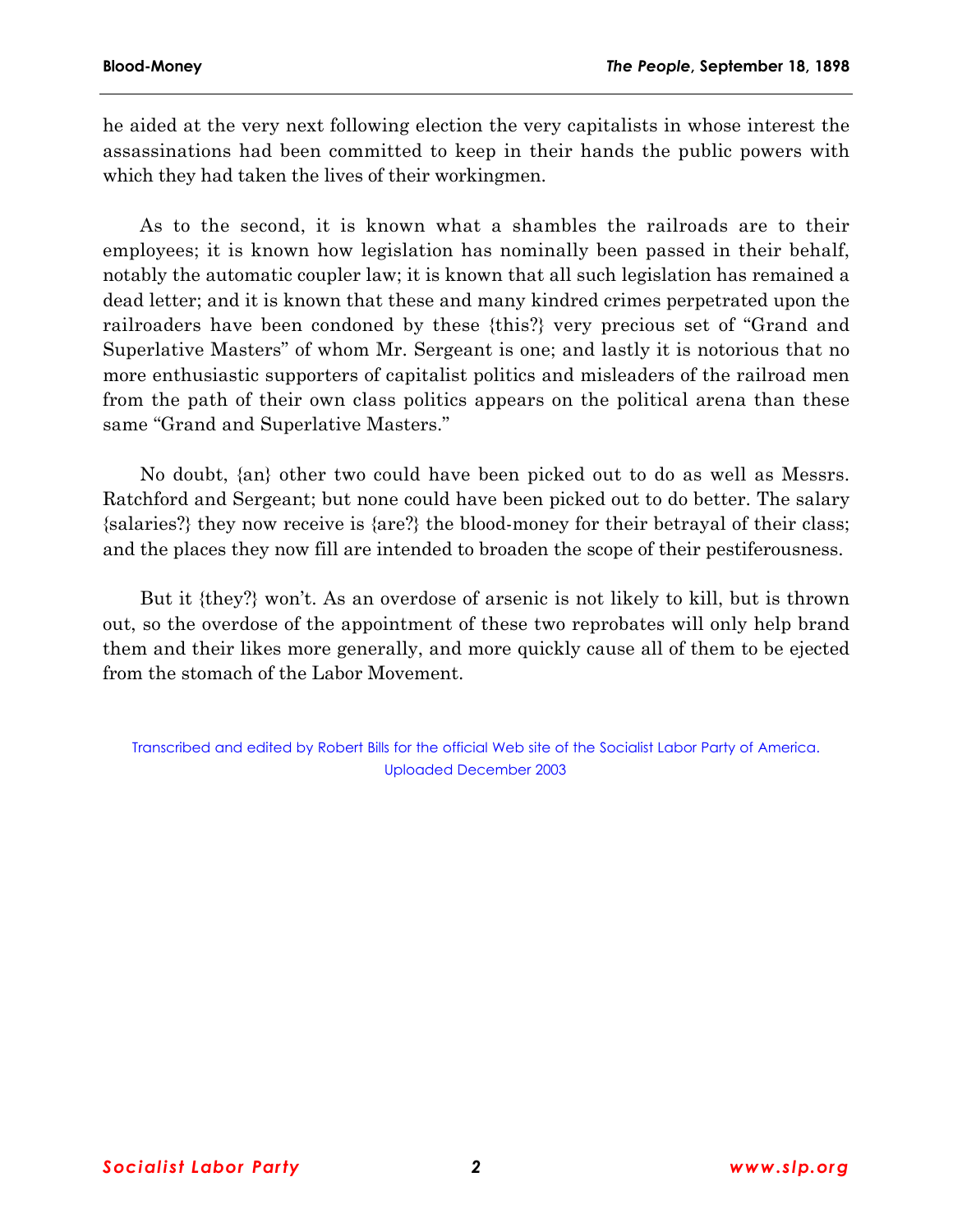he aided at the very next following election the very capitalists in whose interest the assassinations had been committed to keep in their hands the public powers with which they had taken the lives of their workingmen.

As to the second, it is known what a shambles the railroads are to their employees; it is known how legislation has nominally been passed in their behalf, notably the automatic coupler law; it is known that all such legislation has remained a dead letter; and it is known that these and many kindred crimes perpetrated upon the railroaders have been condoned by these {this?} very precious set of "Grand and Superlative Masters" of whom Mr. Sergeant is one; and lastly it is notorious that no more enthusiastic supporters of capitalist politics and misleaders of the railroad men from the path of their own class politics appears on the political arena than these same "Grand and Superlative Masters."

No doubt, {an} other two could have been picked out to do as well as Messrs. Ratchford and Sergeant; but none could have been picked out to do better. The salary {salaries?} they now receive is {are?} the blood-money for their betrayal of their class; and the places they now fill are intended to broaden the scope of their pestiferousness.

But it {they?} won't. As an overdose of arsenic is not likely to kill, but is thrown out, so the overdose of the appointment of these two reprobates will only help brand them and their likes more generally, and more quickly cause all of them to be ejected from the stomach of the Labor Movement.

Transcribed and edited by Robert Bills for the official Web site of the Socialist Labor Party of America.
Uploaded December 2003